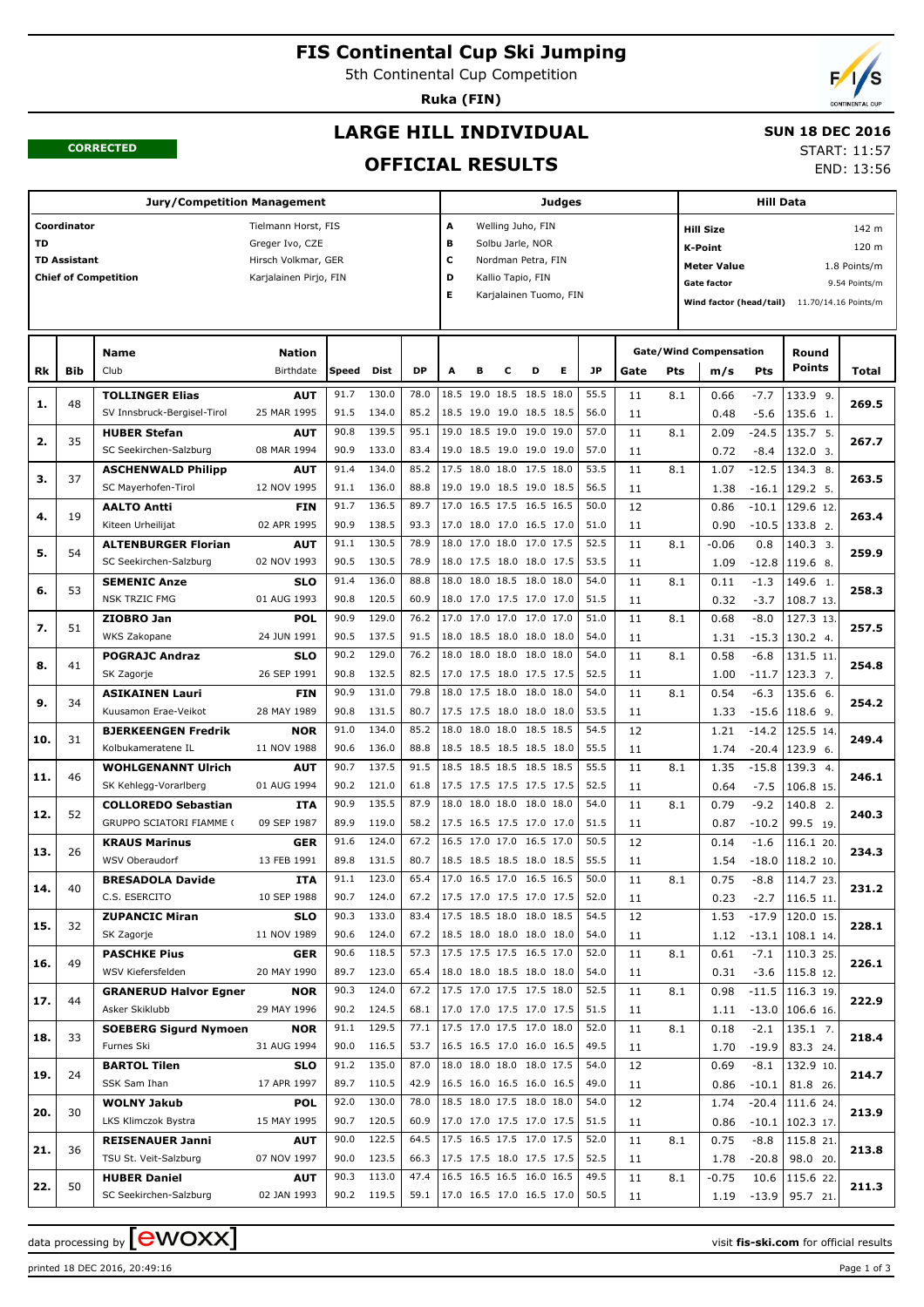# FIS Continental Cup Ski Jumping

5th Continental Cup Competition

**Ruka (FIN)**

**CORRECTED**

## LARGE HILL INDIVIDUAL

## OFFICIAL RESULTS

**SUN 18 DEC 2016**

START: 11:57

END: 13:56

| Jury/Competition Management | | Judges | | Hill Data | |
|---|---|---|---|---|---|
| Coordinator | Tielmann Horst, FIS | A | Welling Juho, FIN | Hill Size | 142 m |
| TD | Greger Ivo, CZE | B | Solbu Jarle, NOR | K-Point | 120 m |
| TD Assistant | Hirsch Volkmar, GER | C | Nordman Petra, FIN | Meter Value | 1.8 Points/m |
| Chief of Competition | Karjalainen Pirjo, FIN | D | Kallio Tapio, FIN | Gate factor | 9.54 Points/m |
| | | E | Karjalainen Tuomo, FIN | Wind factor (head/tail) | 11.70/14.16 Points/m |

| Rk | Bib | Name / Club | Nation / Birthdate | Speed | Dist | DP | A | B | C | D | E | JP | Gate | Pts | m/s | Pts | Round Points | Total |
|---|---|---|---|---|---|---|---|---|---|---|---|---|---|---|---|---|---|---|
| 1. | 48 | TOLLINGER Elias | AUT | 91.7 | 130.0 | 78.0 | 18.5 | 19.0 | 18.5 | 18.5 | 18.0 | 55.5 | 11 | 8.1 | 0.66 | -7.7 | 133.9 9. | 269.5 |
| | | SV Innsbruck-Bergisel-Tirol | 25 MAR 1995 | 91.5 | 134.0 | 85.2 | 18.5 | 19.0 | 19.0 | 18.5 | 18.5 | 56.0 | 11 | | 0.48 | -5.6 | 135.6 1. | |
| 2. | 35 | HUBER Stefan | AUT | 90.8 | 139.5 | 95.1 | 19.0 | 18.5 | 19.0 | 19.0 | 19.0 | 57.0 | 11 | 8.1 | 2.09 | -24.5 | 135.7 5. | 267.7 |
| | | SC Seekirchen-Salzburg | 08 MAR 1994 | 90.9 | 133.0 | 83.4 | 19.0 | 18.5 | 19.0 | 19.0 | 19.0 | 57.0 | 11 | | 0.72 | -8.4 | 132.0 3. | |
| 3. | 37 | ASCHENWALD Philipp | AUT | 91.4 | 134.0 | 85.2 | 17.5 | 18.0 | 18.0 | 17.5 | 18.0 | 53.5 | 11 | 8.1 | 1.07 | -12.5 | 134.3 8. | 263.5 |
| | | SC Mayerhofen-Tirol | 12 NOV 1995 | 91.1 | 136.0 | 88.8 | 19.0 | 19.0 | 18.5 | 19.0 | 18.5 | 56.5 | 11 | | 1.38 | -16.1 | 129.2 5. | |
| 4. | 19 | AALTO Antti | FIN | 91.7 | 136.5 | 89.7 | 17.0 | 16.5 | 17.5 | 16.5 | 16.5 | 50.0 | 12 | | 0.86 | -10.1 | 129.6 12. | 263.4 |
| | | Kiteen Urheilijat | 02 APR 1995 | 90.9 | 138.5 | 93.3 | 17.0 | 18.0 | 17.0 | 16.5 | 17.0 | 51.0 | 11 | | 0.90 | -10.5 | 133.8 2. | |
| 5. | 54 | ALTENBURGER Florian | AUT | 91.1 | 130.5 | 78.9 | 18.0 | 17.0 | 18.0 | 17.5 | 18.0 | 52.5 | 11 | 8.1 | -0.06 | 0.8 | 140.3 3. | 259.9 |
| | | SC Seekirchen-Salzburg | 02 NOV 1993 | 90.5 | 130.5 | 78.9 | 18.0 | 17.5 | 18.0 | 18.0 | 17.5 | 53.5 | 11 | | 1.09 | -12.8 | 119.6 8. | |
| 6. | 53 | SEMENIC Anze | SLO | 91.4 | 136.0 | 88.8 | 18.0 | 18.0 | 18.5 | 18.0 | 18.0 | 54.0 | 11 | 8.1 | 0.11 | -1.3 | 149.6 1. | 258.3 |
| | | NSK TRZIC FMG | 01 AUG 1993 | 90.8 | 120.5 | 60.9 | 18.0 | 17.0 | 17.5 | 17.0 | 17.0 | 51.5 | 11 | | 0.32 | -3.7 | 108.7 13. | |
| 7. | 51 | ZIOBRO Jan | POL | 90.9 | 129.0 | 76.2 | 17.0 | 17.0 | 17.0 | 17.0 | 17.0 | 51.0 | 11 | 8.1 | 0.68 | -8.0 | 127.3 13. | 257.5 |
| | | WKS Zakopane | 24 JUN 1991 | 90.5 | 137.5 | 91.5 | 18.0 | 18.5 | 18.0 | 18.0 | 18.0 | 54.0 | 11 | | 1.31 | -15.3 | 130.2 4. | |
| 8. | 41 | POGRAJC Andraz | SLO | 90.2 | 129.0 | 76.2 | 18.0 | 18.0 | 18.0 | 18.0 | 18.0 | 54.0 | 11 | 8.1 | 0.58 | -6.8 | 131.5 11. | 254.8 |
| | | SK Zagorje | 26 SEP 1991 | 90.8 | 132.5 | 82.5 | 17.0 | 17.5 | 18.0 | 17.5 | 17.5 | 52.5 | 11 | | 1.00 | -11.7 | 123.3 7. | |
| 9. | 34 | ASIKAINEN Lauri | FIN | 90.9 | 131.0 | 79.8 | 18.0 | 17.5 | 18.0 | 18.0 | 18.0 | 54.0 | 11 | 8.1 | 0.54 | -6.3 | 135.6 6. | 254.2 |
| | | Kuusamon Erae-Veikot | 28 MAY 1989 | 90.8 | 131.5 | 80.7 | 17.5 | 17.5 | 18.0 | 18.0 | 18.0 | 53.5 | 11 | | 1.33 | -15.6 | 118.6 9. | |
| 10. | 31 | BJERKEENGEN Fredrik | NOR | 91.0 | 134.0 | 85.2 | 18.0 | 18.0 | 18.0 | 18.5 | 18.5 | 54.5 | 12 | | 1.21 | -14.2 | 125.5 14. | 249.4 |
| | | Kolbukameratene IL | 11 NOV 1988 | 90.6 | 136.0 | 88.8 | 18.5 | 18.5 | 18.5 | 18.5 | 18.0 | 55.5 | 11 | | 1.74 | -20.4 | 123.9 6. | |
| 11. | 46 | WOHLGENANNT Ulrich | AUT | 90.7 | 137.5 | 91.5 | 18.5 | 18.5 | 18.5 | 18.5 | 18.5 | 55.5 | 11 | 8.1 | 1.35 | -15.8 | 139.3 4. | 246.1 |
| | | SK Kehlegg-Vorarlberg | 01 AUG 1994 | 90.2 | 121.0 | 61.8 | 17.5 | 17.5 | 17.5 | 17.5 | 17.5 | 52.5 | 11 | | 0.64 | -7.5 | 106.8 15. | |
| 12. | 52 | COLLOREDO Sebastian | ITA | 90.9 | 135.5 | 87.9 | 18.0 | 18.0 | 18.0 | 18.0 | 18.0 | 54.0 | 11 | 8.1 | 0.79 | -9.2 | 140.8 2. | 240.3 |
| | | GRUPPO SCIATORI FIAMME ( | 09 SEP 1987 | 89.9 | 119.0 | 58.2 | 17.5 | 16.5 | 17.5 | 17.0 | 17.0 | 51.5 | 11 | | 0.87 | -10.2 | 99.5 19. | |
| 13. | 26 | KRAUS Marinus | GER | 91.6 | 124.0 | 67.2 | 16.5 | 17.0 | 17.0 | 16.5 | 17.0 | 50.5 | 12 | | 0.14 | -1.6 | 116.1 20. | 234.3 |
| | | WSV Oberaudorf | 13 FEB 1991 | 89.8 | 131.5 | 80.7 | 18.5 | 18.5 | 18.5 | 18.0 | 18.5 | 55.5 | 11 | | 1.54 | -18.0 | 118.2 10. | |
| 14. | 40 | BRESADOLA Davide | ITA | 91.1 | 123.0 | 65.4 | 17.0 | 16.5 | 17.0 | 16.5 | 16.5 | 50.0 | 11 | 8.1 | 0.75 | -8.8 | 114.7 23. | 231.2 |
| | | C.S. ESERCITO | 10 SEP 1988 | 90.7 | 124.0 | 67.2 | 17.5 | 17.0 | 17.5 | 17.0 | 17.5 | 52.0 | 11 | | 0.23 | -2.7 | 116.5 11. | |
| 15. | 32 | ZUPANCIC Miran | SLO | 90.3 | 133.0 | 83.4 | 17.5 | 18.5 | 18.0 | 18.0 | 18.5 | 54.5 | 12 | | 1.53 | -17.9 | 120.0 15. | 228.1 |
| | | SK Zagorje | 11 NOV 1989 | 90.6 | 124.0 | 67.2 | 18.5 | 18.0 | 18.0 | 18.0 | 18.0 | 54.0 | 11 | | 1.12 | -13.1 | 108.1 14. | |
| 16. | 49 | PASCHKE Pius | GER | 90.6 | 118.5 | 57.3 | 17.5 | 17.5 | 17.5 | 16.5 | 17.0 | 52.0 | 11 | 8.1 | 0.61 | -7.1 | 110.3 25. | 226.1 |
| | | WSV Kiefersfelden | 20 MAY 1990 | 89.7 | 123.0 | 65.4 | 18.0 | 18.0 | 18.5 | 18.0 | 18.0 | 54.0 | 11 | | 0.31 | -3.6 | 115.8 12. | |
| 17. | 44 | GRANERUD Halvor Egner | NOR | 90.3 | 124.0 | 67.2 | 17.5 | 17.0 | 17.5 | 17.5 | 18.0 | 52.5 | 11 | 8.1 | 0.98 | -11.5 | 116.3 19. | 222.9 |
| | | Asker Skiklubb | 29 MAY 1996 | 90.2 | 124.5 | 68.1 | 17.0 | 17.0 | 17.5 | 17.0 | 17.5 | 51.5 | 11 | | 1.11 | -13.0 | 106.6 16. | |
| 18. | 33 | SOEBERG Sigurd Nymoen | NOR | 91.1 | 129.5 | 77.1 | 17.5 | 17.0 | 17.5 | 17.0 | 18.0 | 52.0 | 11 | 8.1 | 0.18 | -2.1 | 135.1 7. | 218.4 |
| | | Furnes Ski | 31 AUG 1994 | 90.0 | 116.5 | 53.7 | 16.5 | 16.5 | 17.0 | 16.0 | 16.5 | 49.5 | 11 | | 1.70 | -19.9 | 83.3 24. | |
| 19. | 24 | BARTOL Tilen | SLO | 91.2 | 135.0 | 87.0 | 18.0 | 18.0 | 18.0 | 18.0 | 17.5 | 54.0 | 12 | | 0.69 | -8.1 | 132.9 10. | 214.7 |
| | | SSK Sam Ihan | 17 APR 1997 | 89.7 | 110.5 | 42.9 | 16.5 | 16.0 | 16.5 | 16.0 | 16.5 | 49.0 | 11 | | 0.86 | -10.1 | 81.8 26. | |
| 20. | 30 | WOLNY Jakub | POL | 92.0 | 130.0 | 78.0 | 18.5 | 18.0 | 17.5 | 18.0 | 18.0 | 54.0 | 12 | | 1.74 | -20.4 | 111.6 24. | 213.9 |
| | | LKS Klimczok Bystra | 15 MAY 1995 | 90.7 | 120.5 | 60.9 | 17.0 | 17.0 | 17.5 | 17.0 | 17.5 | 51.5 | 11 | | 0.86 | -10.1 | 102.3 17. | |
| 21. | 36 | REISENAUER Janni | AUT | 90.0 | 122.5 | 64.5 | 17.5 | 16.5 | 17.5 | 17.0 | 17.5 | 52.0 | 11 | 8.1 | 0.75 | -8.8 | 115.8 21. | 213.8 |
| | | TSU St. Veit-Salzburg | 07 NOV 1997 | 90.0 | 123.5 | 66.3 | 17.5 | 17.5 | 18.0 | 17.5 | 17.5 | 52.5 | 11 | | 1.78 | -20.8 | 98.0 20. | |
| 22. | 50 | HUBER Daniel | AUT | 90.3 | 113.0 | 47.4 | 16.5 | 16.5 | 16.5 | 16.0 | 16.5 | 49.5 | 11 | 8.1 | -0.75 | 10.6 | 115.6 22. | 211.3 |
| | | SC Seekirchen-Salzburg | 02 JAN 1993 | 90.2 | 119.5 | 59.1 | 17.0 | 16.5 | 17.0 | 16.5 | 17.0 | 50.5 | 11 | | 1.19 | -13.9 | 95.7 21. | |

data processing by ewoxx — visit fis-ski.com for official results

printed 18 DEC 2016, 20:49:16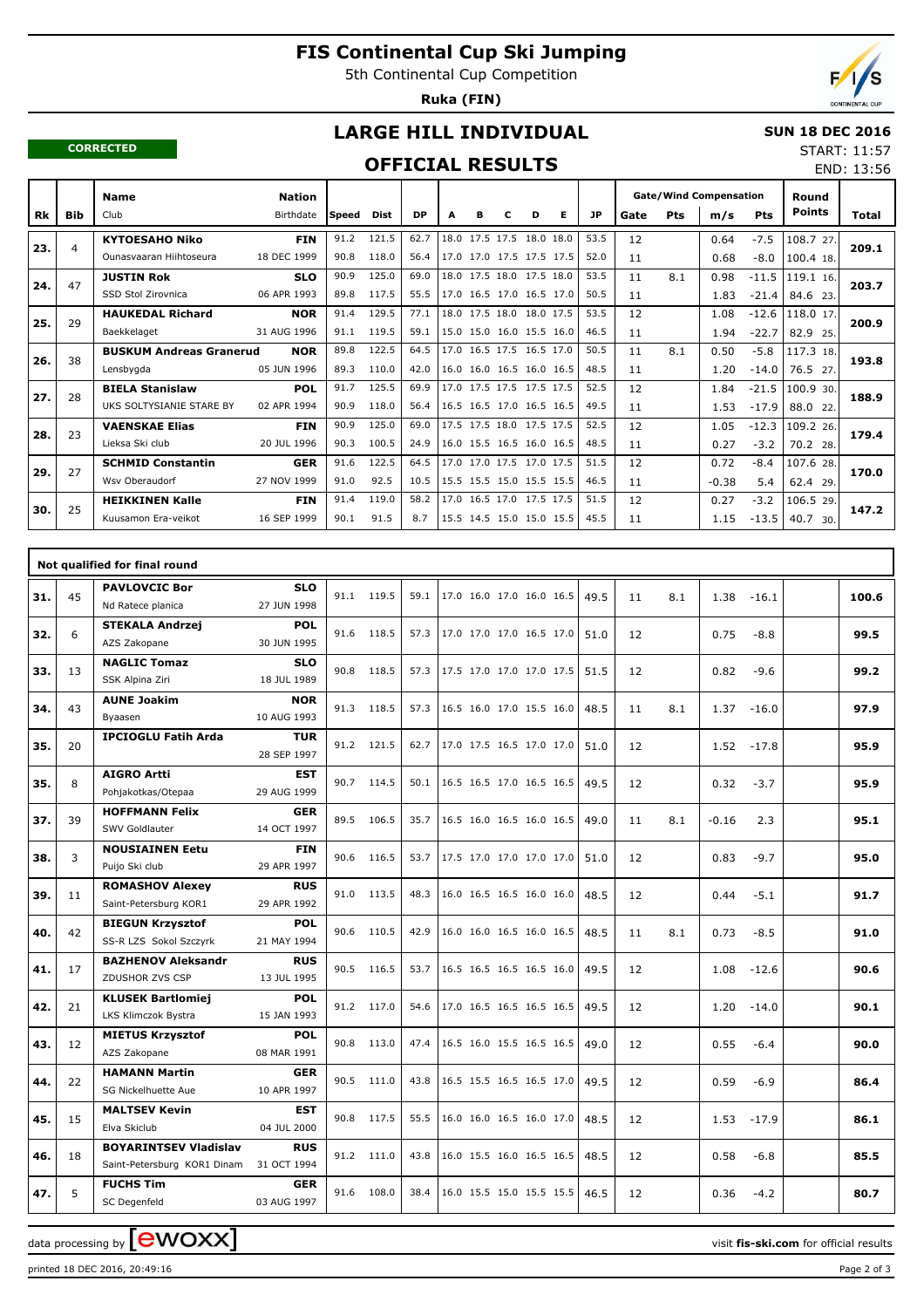# FIS Continental Cup Ski Jumping

5th Continental Cup Competition

**Ruka (FIN)**

CORRECTED

## LARGE HILL INDIVIDUAL

**SUN 18 DEC 2016**

START: 11:57

END: 13:56

## OFFICIAL RESULTS

| Rk | Bib | Name / Club | Nation / Birthdate | Speed | Dist | DP | A | B | C | D | E | JP | Gate | Pts | m/s | Pts | Round Points | Total |
|---|---|---|---|---|---|---|---|---|---|---|---|---|---|---|---|---|---|---|
| 23. | 4 | KYTOESAHO Niko | FIN | 91.2 | 121.5 | 62.7 | 18.0 | 17.5 | 17.5 | 18.0 | 18.0 | 53.5 | 12 | | 0.64 | -7.5 | 108.7 27. | 209.1 |
| | | Ounasvaaran Hiihtoseura | 18 DEC 1999 | 90.8 | 118.0 | 56.4 | 17.0 | 17.0 | 17.5 | 17.5 | 17.5 | 52.0 | 11 | | 0.68 | -8.0 | 100.4 18. | |
| 24. | 47 | JUSTIN Rok | SLO | 90.9 | 125.0 | 69.0 | 18.0 | 17.5 | 18.0 | 17.5 | 18.0 | 53.5 | 11 | 8.1 | 0.98 | -11.5 | 119.1 16. | 203.7 |
| | | SSD Stol Zirovnica | 06 APR 1993 | 89.8 | 117.5 | 55.5 | 17.0 | 16.5 | 17.0 | 16.5 | 17.0 | 50.5 | 11 | | 1.83 | -21.4 | 84.6 23. | |
| 25. | 29 | HAUKEDAL Richard | NOR | 91.4 | 129.5 | 77.1 | 18.0 | 17.5 | 18.0 | 18.0 | 17.5 | 53.5 | 12 | | 1.08 | -12.6 | 118.0 17. | 200.9 |
| | | Baekkelaget | 31 AUG 1996 | 91.1 | 119.5 | 59.1 | 15.0 | 15.0 | 16.0 | 15.5 | 16.0 | 46.5 | 11 | | 1.94 | -22.7 | 82.9 25. | |
| 26. | 38 | BUSKUM Andreas Granerud | NOR | 89.8 | 122.5 | 64.5 | 17.0 | 16.5 | 17.5 | 16.5 | 17.0 | 50.5 | 11 | 8.1 | 0.50 | -5.8 | 117.3 18. | 193.8 |
| | | Lensbygda | 05 JUN 1996 | 89.3 | 110.0 | 42.0 | 16.0 | 16.0 | 16.5 | 16.0 | 16.5 | 48.5 | 11 | | 1.20 | -14.0 | 76.5 27. | |
| 27. | 28 | BIELA Stanislaw | POL | 91.7 | 125.5 | 69.9 | 17.0 | 17.5 | 17.5 | 17.5 | 17.5 | 52.5 | 12 | | 1.84 | -21.5 | 100.9 30. | 188.9 |
| | | UKS SOLTYSIANIE STARE BY | 02 APR 1994 | 90.9 | 118.0 | 56.4 | 16.5 | 16.5 | 17.0 | 16.5 | 16.5 | 49.5 | 11 | | 1.53 | -17.9 | 88.0 22. | |
| 28. | 23 | VAENSKAE Elias | FIN | 90.9 | 125.0 | 69.0 | 17.5 | 17.5 | 18.0 | 17.5 | 17.5 | 52.5 | 12 | | 1.05 | -12.3 | 109.2 26. | 179.4 |
| | | Lieksa Ski club | 20 JUL 1996 | 90.3 | 100.5 | 24.9 | 16.0 | 15.5 | 16.5 | 16.0 | 16.5 | 48.5 | 11 | | 0.27 | -3.2 | 70.2 28. | |
| 29. | 27 | SCHMID Constantin | GER | 91.6 | 122.5 | 64.5 | 17.0 | 17.0 | 17.5 | 17.0 | 17.5 | 51.5 | 12 | | 0.72 | -8.4 | 107.6 28. | 170.0 |
| | | Wsv Oberaudorf | 27 NOV 1999 | 91.0 | 92.5 | 10.5 | 15.5 | 15.5 | 15.0 | 15.5 | 15.5 | 46.5 | 11 | | -0.38 | 5.4 | 62.4 29. | |
| 30. | 25 | HEIKKINEN Kalle | FIN | 91.4 | 119.0 | 58.2 | 17.0 | 16.5 | 17.0 | 17.5 | 17.5 | 51.5 | 12 | | 0.27 | -3.2 | 106.5 29. | 147.2 |
| | | Kuusamon Era-veikot | 16 SEP 1999 | 90.1 | 91.5 | 8.7 | 15.5 | 14.5 | 15.0 | 15.0 | 15.5 | 45.5 | 11 | | 1.15 | -13.5 | 40.7 30. | |

### Not qualified for final round

| Rk | Bib | Name / Club | Nation / Birthdate | Speed | Dist | DP | A | B | C | D | E | JP | Gate | Pts | m/s | Pts | Round Points | Total |
|---|---|---|---|---|---|---|---|---|---|---|---|---|---|---|---|---|---|---|
| 31. | 45 | PAVLOVCIC Bor / Nd Ratece planica | SLO / 27 JUN 1998 | 91.1 | 119.5 | 59.1 | 17.0 | 16.0 | 17.0 | 16.0 | 16.5 | 49.5 | 11 | 8.1 | 1.38 | -16.1 | | 100.6 |
| 32. | 6 | STEKALA Andrzej / AZS Zakopane | POL / 30 JUN 1995 | 91.6 | 118.5 | 57.3 | 17.0 | 17.0 | 17.0 | 16.5 | 17.0 | 51.0 | 12 | | 0.75 | -8.8 | | 99.5 |
| 33. | 13 | NAGLIC Tomaz / SSK Alpina Ziri | SLO / 18 JUL 1989 | 90.8 | 118.5 | 57.3 | 17.5 | 17.0 | 17.0 | 17.0 | 17.5 | 51.5 | 12 | | 0.82 | -9.6 | | 99.2 |
| 34. | 43 | AUNE Joakim / Byaasen | NOR / 10 AUG 1993 | 91.3 | 118.5 | 57.3 | 16.5 | 16.0 | 17.0 | 15.5 | 16.0 | 48.5 | 11 | 8.1 | 1.37 | -16.0 | | 97.9 |
| 35. | 20 | IPCIOGLU Fatih Arda | TUR / 28 SEP 1997 | 91.2 | 121.5 | 62.7 | 17.0 | 17.5 | 16.5 | 17.0 | 17.0 | 51.0 | 12 | | 1.52 | -17.8 | | 95.9 |
| 35. | 8 | AIGRO Artti / Pohjakotkas/Otepaa | EST / 29 AUG 1999 | 90.7 | 114.5 | 50.1 | 16.5 | 16.5 | 17.0 | 16.5 | 16.5 | 49.5 | 12 | | 0.32 | -3.7 | | 95.9 |
| 37. | 39 | HOFFMANN Felix / SWV Goldlauter | GER / 14 OCT 1997 | 89.5 | 106.5 | 35.7 | 16.5 | 16.0 | 16.5 | 16.0 | 16.5 | 49.0 | 11 | 8.1 | -0.16 | 2.3 | | 95.1 |
| 38. | 3 | NOUSIAINEN Eetu / Puijo Ski club | FIN / 29 APR 1997 | 90.6 | 116.5 | 53.7 | 17.5 | 17.0 | 17.0 | 17.0 | 17.0 | 51.0 | 12 | | 0.83 | -9.7 | | 95.0 |
| 39. | 11 | ROMASHOV Alexey / Saint-Petersburg KOR1 | RUS / 29 APR 1992 | 91.0 | 113.5 | 48.3 | 16.0 | 16.5 | 16.5 | 16.0 | 16.0 | 48.5 | 12 | | 0.44 | -5.1 | | 91.7 |
| 40. | 42 | BIEGUN Krzysztof / SS-R LZS Sokol Szczyrk | POL / 21 MAY 1994 | 90.6 | 110.5 | 42.9 | 16.0 | 16.0 | 16.5 | 16.0 | 16.5 | 48.5 | 11 | 8.1 | 0.73 | -8.5 | | 91.0 |
| 41. | 17 | BAZHENOV Aleksandr / ZDUSHOR ZVS CSP | RUS / 13 JUL 1995 | 90.5 | 116.5 | 53.7 | 16.5 | 16.5 | 16.5 | 16.5 | 16.0 | 49.5 | 12 | | 1.08 | -12.6 | | 90.6 |
| 42. | 21 | KLUSEK Bartlomiej / LKS Klimczok Bystra | POL / 15 JAN 1993 | 91.2 | 117.0 | 54.6 | 17.0 | 16.5 | 16.5 | 16.5 | 16.5 | 49.5 | 12 | | 1.20 | -14.0 | | 90.1 |
| 43. | 12 | MIETUS Krzysztof / AZS Zakopane | POL / 08 MAR 1991 | 90.8 | 113.0 | 47.4 | 16.5 | 16.0 | 15.5 | 16.5 | 16.5 | 49.0 | 12 | | 0.55 | -6.4 | | 90.0 |
| 44. | 22 | HAMANN Martin / SG Nickelhuette Aue | GER / 10 APR 1997 | 90.5 | 111.0 | 43.8 | 16.5 | 15.5 | 16.5 | 16.5 | 17.0 | 49.5 | 12 | | 0.59 | -6.9 | | 86.4 |
| 45. | 15 | MALTSEV Kevin / Elva Skiclub | EST / 04 JUL 2000 | 90.8 | 117.5 | 55.5 | 16.0 | 16.0 | 16.5 | 16.0 | 17.0 | 48.5 | 12 | | 1.53 | -17.9 | | 86.1 |
| 46. | 18 | BOYARINTSEV Vladislav / Saint-Petersburg KOR1 Dinam | RUS / 31 OCT 1994 | 91.2 | 111.0 | 43.8 | 16.0 | 15.5 | 16.0 | 16.5 | 16.5 | 48.5 | 12 | | 0.58 | -6.8 | | 85.5 |
| 47. | 5 | FUCHS Tim / SC Degenfeld | GER / 03 AUG 1997 | 91.6 | 108.0 | 38.4 | 16.0 | 15.5 | 15.0 | 15.5 | 15.5 | 46.5 | 12 | | 0.36 | -4.2 | | 80.7 |

data processing by EWOXX — visit fis-ski.com for official results

printed 18 DEC 2016, 20:49:16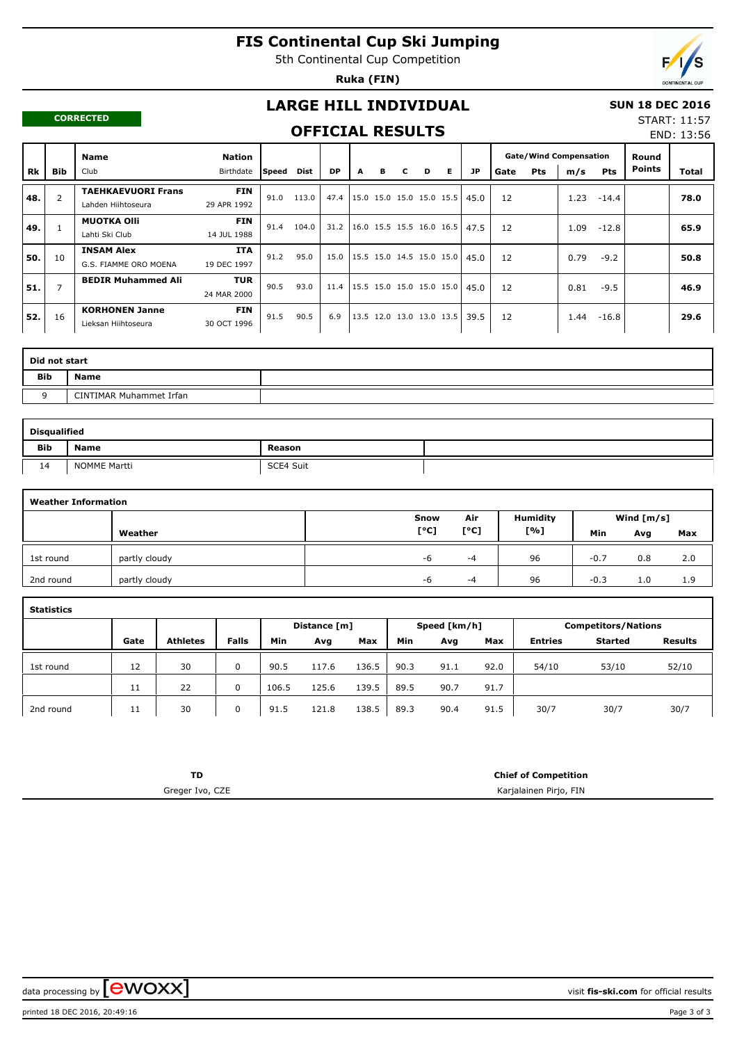# FIS Continental Cup Ski Jumping

5th Continental Cup Competition

**Ruka (FIN)**

**CORRECTED**

## LARGE HILL INDIVIDUAL

**SUN 18 DEC 2016**

START: 11:57

END: 13:56

## OFFICIAL RESULTS

| Rk | Bib | Name / Club | Nation / Birthdate | Speed | Dist | DP | A | B | C | D | E | JP | Gate | Pts | m/s | Pts | Round Points | Total |
|---|---|---|---|---|---|---|---|---|---|---|---|---|---|---|---|---|---|---|
| 48. | 2 | **TAEHKAEVUORI Frans** Lahden Hiihtoseura | **FIN** 29 APR 1992 | 91.0 | 113.0 | 47.4 | 15.0 | 15.0 | 15.0 | 15.0 | 15.5 | 45.0 | 12 | | 1.23 | -14.4 | | **78.0** |
| 49. | 1 | **MUOTKA Olli** Lahti Ski Club | **FIN** 14 JUL 1988 | 91.4 | 104.0 | 31.2 | 16.0 | 15.5 | 15.5 | 16.0 | 16.5 | 47.5 | 12 | | 1.09 | -12.8 | | **65.9** |
| 50. | 10 | **INSAM Alex** G.S. FIAMME ORO MOENA | **ITA** 19 DEC 1997 | 91.2 | 95.0 | 15.0 | 15.5 | 15.0 | 14.5 | 15.0 | 15.0 | 45.0 | 12 | | 0.79 | -9.2 | | **50.8** |
| 51. | 7 | **BEDIR Muhammed Ali** | **TUR** 24 MAR 2000 | 90.5 | 93.0 | 11.4 | 15.5 | 15.0 | 15.0 | 15.0 | 15.0 | 45.0 | 12 | | 0.81 | -9.5 | | **46.9** |
| 52. | 16 | **KORHONEN Janne** Lieksan Hiihtoseura | **FIN** 30 OCT 1996 | 91.5 | 90.5 | 6.9 | 13.5 | 12.0 | 13.0 | 13.0 | 13.5 | 39.5 | 12 | | 1.44 | -16.8 | | **29.6** |

**Did not start**

| Bib | Name |
|---|---|
| 9 | CINTIMAR Muhammet Irfan |

**Disqualified**

| Bib | Name | Reason |
|---|---|---|
| 14 | NOMME Martti | SCE4 Suit |

**Weather Information**

| | Weather | Snow [°C] | Air [°C] | Humidity [%] | Wind [m/s] Min | Avg | Max |
|---|---|---|---|---|---|---|---|
| 1st round | partly cloudy | -6 | -4 | 96 | -0.7 | 0.8 | 2.0 |
| 2nd round | partly cloudy | -6 | -4 | 96 | -0.3 | 1.0 | 1.9 |

**Statistics**

| | Gate | Athletes | Falls | Distance [m] Min | Avg | Max | Speed [km/h] Min | Avg | Max | Competitors/Nations Entries | Started | Results |
|---|---|---|---|---|---|---|---|---|---|---|---|---|
| 1st round | 12 | 30 | 0 | 90.5 | 117.6 | 136.5 | 90.3 | 91.1 | 92.0 | 54/10 | 53/10 | 52/10 |
| | 11 | 22 | 0 | 106.5 | 125.6 | 139.5 | 89.5 | 90.7 | 91.7 | | | |
| 2nd round | 11 | 30 | 0 | 91.5 | 121.8 | 138.5 | 89.3 | 90.4 | 91.5 | 30/7 | 30/7 | 30/7 |

**TD**
Greger Ivo, CZE

**Chief of Competition**
Karjalainen Pirjo, FIN

data processing by ewoxx — visit **fis-ski.com** for official results

printed 18 DEC 2016, 20:49:16